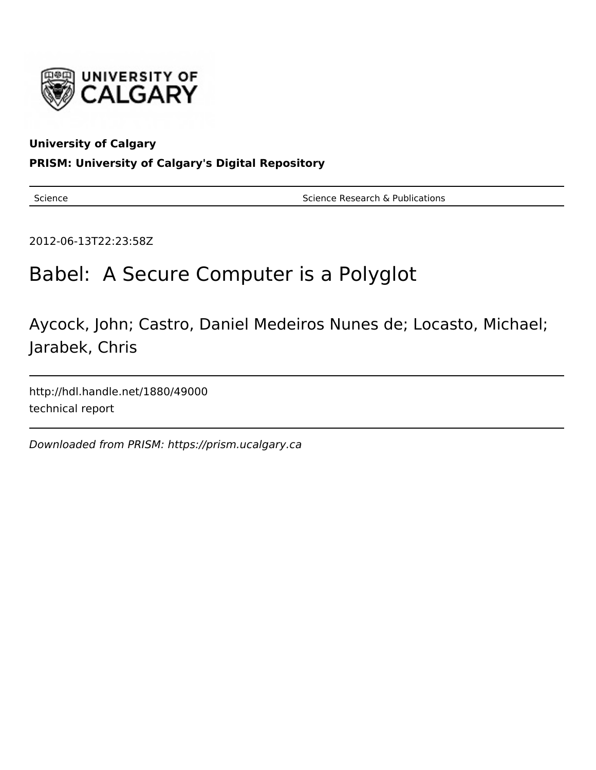**University of Calgary**

**PRISM: University of Calgary's Digital Repository**

| Science | Science Research & Publications |
|---|---|

2012-06-13T22:23:58Z

# Babel: A Secure Computer is a Polyglot

Aycock, John; Castro, Daniel Medeiros Nunes de; Locasto, Michael; Jarabek, Chris

http://hdl.handle.net/1880/49000

technical report

*Downloaded from PRISM: https://prism.ucalgary.ca*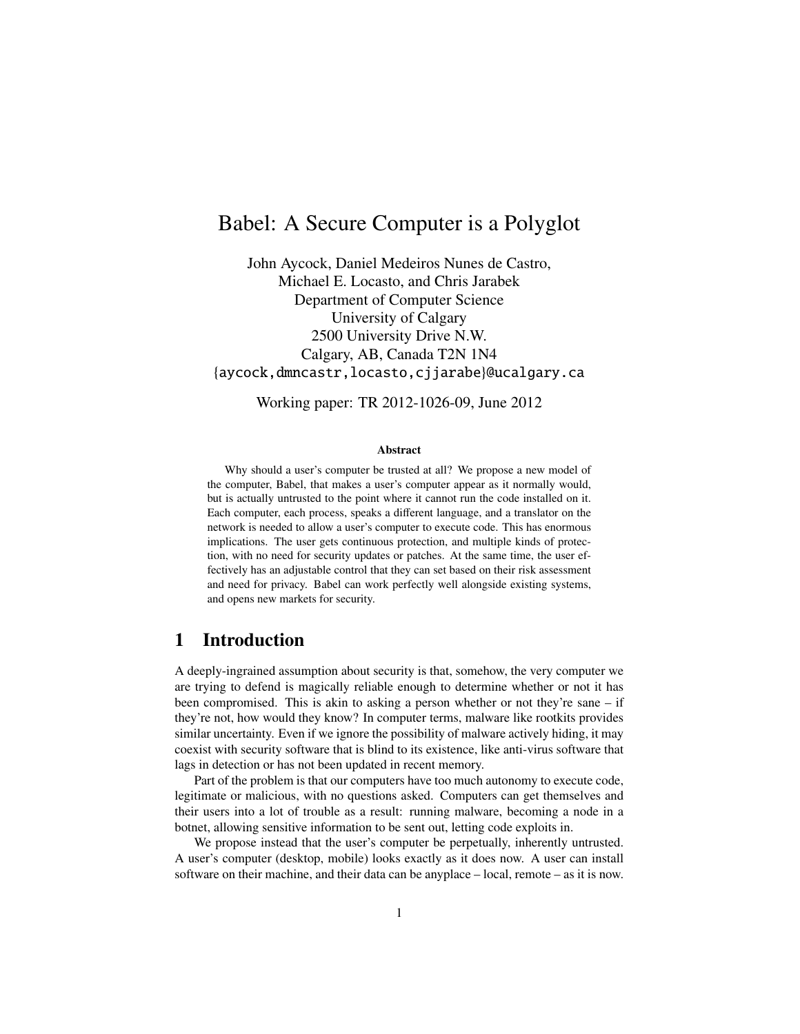# Babel: A Secure Computer is a Polyglot

John Aycock, Daniel Medeiros Nunes de Castro,
Michael E. Locasto, and Chris Jarabek
Department of Computer Science
University of Calgary
2500 University Drive N.W.
Calgary, AB, Canada T2N 1N4
{aycock,dmncastr,locasto,cjjarabe}@ucalgary.ca

Working paper: TR 2012-1026-09, June 2012

### Abstract

Why should a user's computer be trusted at all? We propose a new model of the computer, Babel, that makes a user's computer appear as it normally would, but is actually untrusted to the point where it cannot run the code installed on it. Each computer, each process, speaks a different language, and a translator on the network is needed to allow a user's computer to execute code. This has enormous implications. The user gets continuous protection, and multiple kinds of protection, with no need for security updates or patches. At the same time, the user effectively has an adjustable control that they can set based on their risk assessment and need for privacy. Babel can work perfectly well alongside existing systems, and opens new markets for security.

## 1 Introduction

A deeply-ingrained assumption about security is that, somehow, the very computer we are trying to defend is magically reliable enough to determine whether or not it has been compromised. This is akin to asking a person whether or not they're sane – if they're not, how would they know? In computer terms, malware like rootkits provides similar uncertainty. Even if we ignore the possibility of malware actively hiding, it may coexist with security software that is blind to its existence, like anti-virus software that lags in detection or has not been updated in recent memory.

Part of the problem is that our computers have too much autonomy to execute code, legitimate or malicious, with no questions asked. Computers can get themselves and their users into a lot of trouble as a result: running malware, becoming a node in a botnet, allowing sensitive information to be sent out, letting code exploits in.

We propose instead that the user's computer be perpetually, inherently untrusted. A user's computer (desktop, mobile) looks exactly as it does now. A user can install software on their machine, and their data can be anyplace – local, remote – as it is now.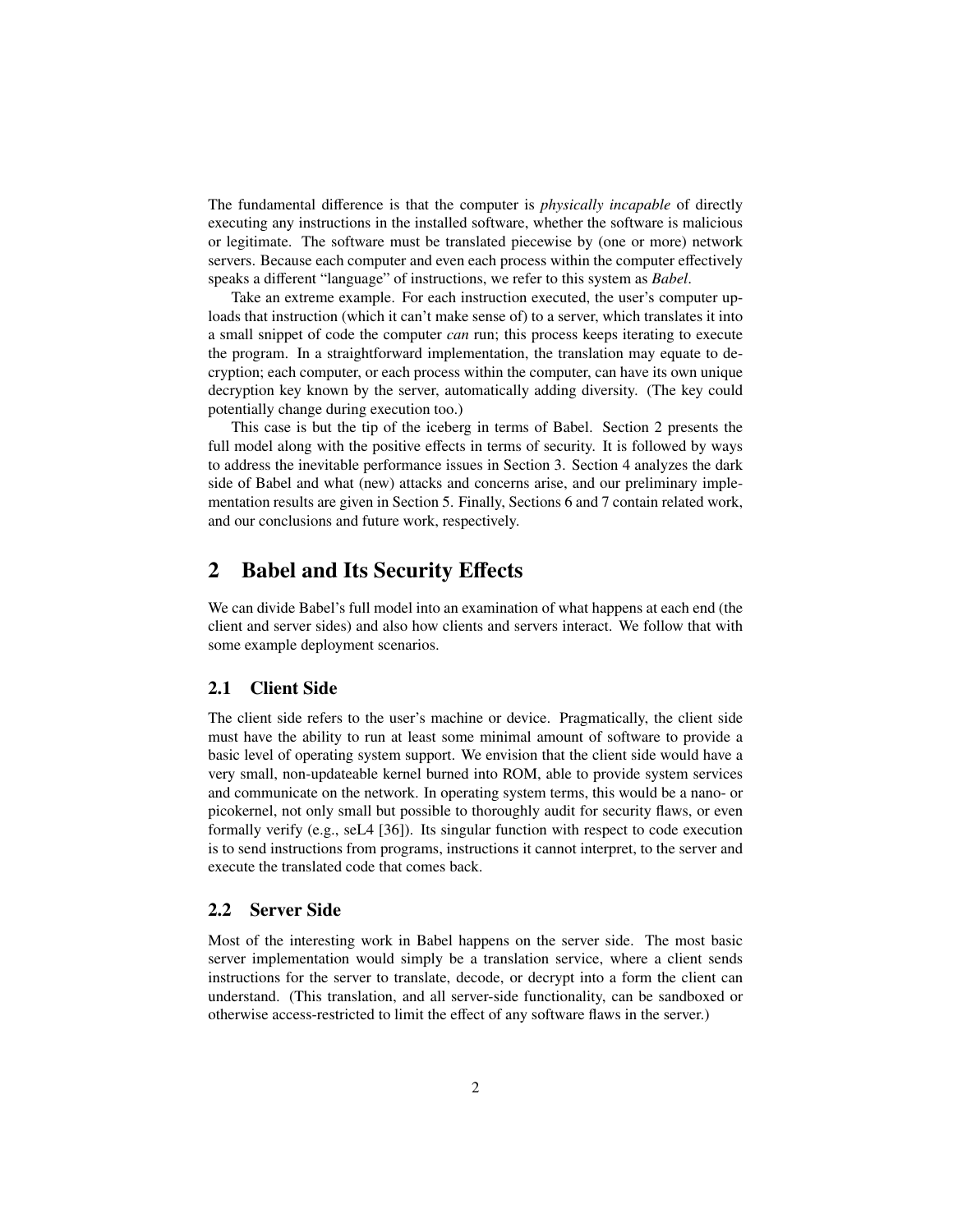The fundamental difference is that the computer is *physically incapable* of directly executing any instructions in the installed software, whether the software is malicious or legitimate. The software must be translated piecewise by (one or more) network servers. Because each computer and even each process within the computer effectively speaks a different "language" of instructions, we refer to this system as *Babel*.

Take an extreme example. For each instruction executed, the user's computer uploads that instruction (which it can't make sense of) to a server, which translates it into a small snippet of code the computer *can* run; this process keeps iterating to execute the program. In a straightforward implementation, the translation may equate to decryption; each computer, or each process within the computer, can have its own unique decryption key known by the server, automatically adding diversity. (The key could potentially change during execution too.)

This case is but the tip of the iceberg in terms of Babel. Section 2 presents the full model along with the positive effects in terms of security. It is followed by ways to address the inevitable performance issues in Section 3. Section 4 analyzes the dark side of Babel and what (new) attacks and concerns arise, and our preliminary implementation results are given in Section 5. Finally, Sections 6 and 7 contain related work, and our conclusions and future work, respectively.

## 2 Babel and Its Security Effects

We can divide Babel's full model into an examination of what happens at each end (the client and server sides) and also how clients and servers interact. We follow that with some example deployment scenarios.

### 2.1 Client Side

The client side refers to the user's machine or device. Pragmatically, the client side must have the ability to run at least some minimal amount of software to provide a basic level of operating system support. We envision that the client side would have a very small, non-updateable kernel burned into ROM, able to provide system services and communicate on the network. In operating system terms, this would be a nano- or picokernel, not only small but possible to thoroughly audit for security flaws, or even formally verify (e.g., seL4 [36]). Its singular function with respect to code execution is to send instructions from programs, instructions it cannot interpret, to the server and execute the translated code that comes back.

### 2.2 Server Side

Most of the interesting work in Babel happens on the server side. The most basic server implementation would simply be a translation service, where a client sends instructions for the server to translate, decode, or decrypt into a form the client can understand. (This translation, and all server-side functionality, can be sandboxed or otherwise access-restricted to limit the effect of any software flaws in the server.)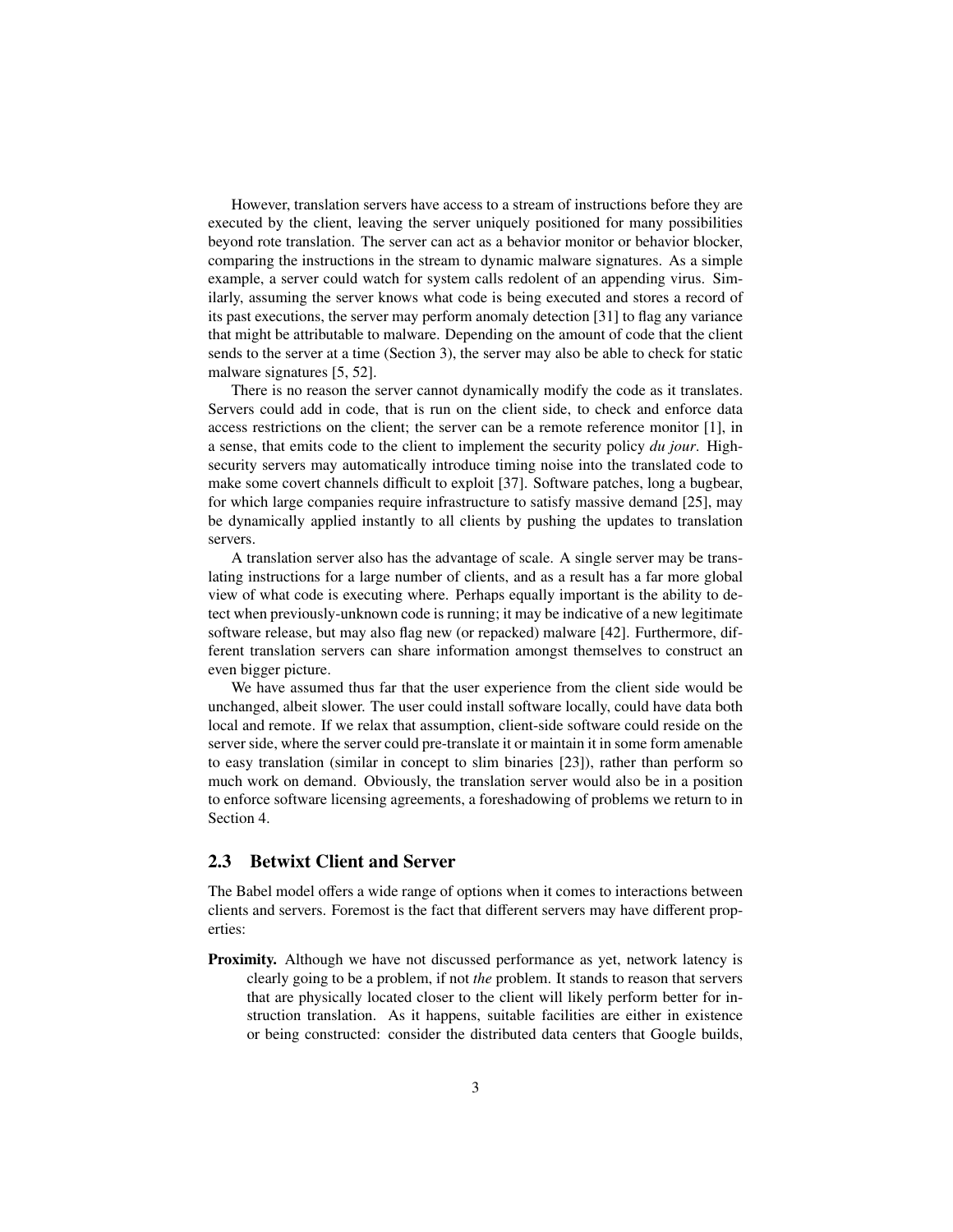However, translation servers have access to a stream of instructions before they are executed by the client, leaving the server uniquely positioned for many possibilities beyond rote translation. The server can act as a behavior monitor or behavior blocker, comparing the instructions in the stream to dynamic malware signatures. As a simple example, a server could watch for system calls redolent of an appending virus. Similarly, assuming the server knows what code is being executed and stores a record of its past executions, the server may perform anomaly detection [31] to flag any variance that might be attributable to malware. Depending on the amount of code that the client sends to the server at a time (Section 3), the server may also be able to check for static malware signatures [5, 52].

There is no reason the server cannot dynamically modify the code as it translates. Servers could add in code, that is run on the client side, to check and enforce data access restrictions on the client; the server can be a remote reference monitor [1], in a sense, that emits code to the client to implement the security policy *du jour*. High-security servers may automatically introduce timing noise into the translated code to make some covert channels difficult to exploit [37]. Software patches, long a bugbear, for which large companies require infrastructure to satisfy massive demand [25], may be dynamically applied instantly to all clients by pushing the updates to translation servers.

A translation server also has the advantage of scale. A single server may be translating instructions for a large number of clients, and as a result has a far more global view of what code is executing where. Perhaps equally important is the ability to detect when previously-unknown code is running; it may be indicative of a new legitimate software release, but may also flag new (or repacked) malware [42]. Furthermore, different translation servers can share information amongst themselves to construct an even bigger picture.

We have assumed thus far that the user experience from the client side would be unchanged, albeit slower. The user could install software locally, could have data both local and remote. If we relax that assumption, client-side software could reside on the server side, where the server could pre-translate it or maintain it in some form amenable to easy translation (similar in concept to slim binaries [23]), rather than perform so much work on demand. Obviously, the translation server would also be in a position to enforce software licensing agreements, a foreshadowing of problems we return to in Section 4.

## 2.3 Betwixt Client and Server

The Babel model offers a wide range of options when it comes to interactions between clients and servers. Foremost is the fact that different servers may have different properties:

**Proximity.** Although we have not discussed performance as yet, network latency is clearly going to be a problem, if not *the* problem. It stands to reason that servers that are physically located closer to the client will likely perform better for instruction translation. As it happens, suitable facilities are either in existence or being constructed: consider the distributed data centers that Google builds,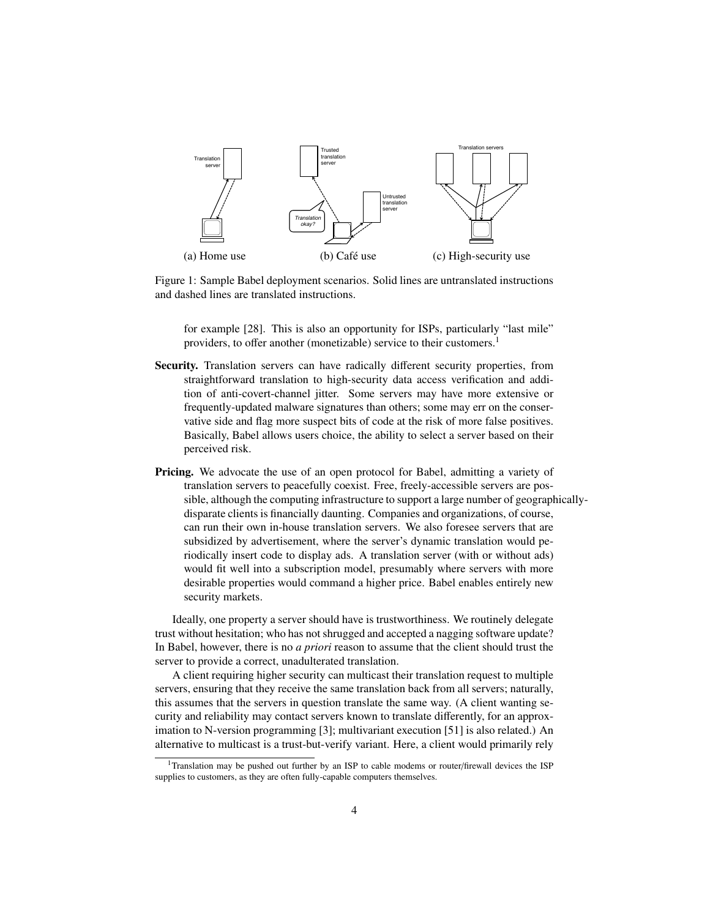(a) Home use (b) Café use (c) High-security use

Figure 1: Sample Babel deployment scenarios. Solid lines are untranslated instructions and dashed lines are translated instructions.

for example [28]. This is also an opportunity for ISPs, particularly "last mile" providers, to offer another (monetizable) service to their customers.[1]

**Security.** Translation servers can have radically different security properties, from straightforward translation to high-security data access verification and addition of anti-covert-channel jitter. Some servers may have more extensive or frequently-updated malware signatures than others; some may err on the conservative side and flag more suspect bits of code at the risk of more false positives. Basically, Babel allows users choice, the ability to select a server based on their perceived risk.

**Pricing.** We advocate the use of an open protocol for Babel, admitting a variety of translation servers to peacefully coexist. Free, freely-accessible servers are possible, although the computing infrastructure to support a large number of geographically-disparate clients is financially daunting. Companies and organizations, of course, can run their own in-house translation servers. We also foresee servers that are subsidized by advertisement, where the server's dynamic translation would periodically insert code to display ads. A translation server (with or without ads) would fit well into a subscription model, presumably where servers with more desirable properties would command a higher price. Babel enables entirely new security markets.

Ideally, one property a server should have is trustworthiness. We routinely delegate trust without hesitation; who has not shrugged and accepted a nagging software update? In Babel, however, there is no *a priori* reason to assume that the client should trust the server to provide a correct, unadulterated translation.

A client requiring higher security can multicast their translation request to multiple servers, ensuring that they receive the same translation back from all servers; naturally, this assumes that the servers in question translate the same way. (A client wanting security and reliability may contact servers known to translate differently, for an approximation to N-version programming [3]; multivariant execution [51] is also related.) An alternative to multicast is a trust-but-verify variant. Here, a client would primarily rely

[1] Translation may be pushed out further by an ISP to cable modems or router/firewall devices the ISP supplies to customers, as they are often fully-capable computers themselves.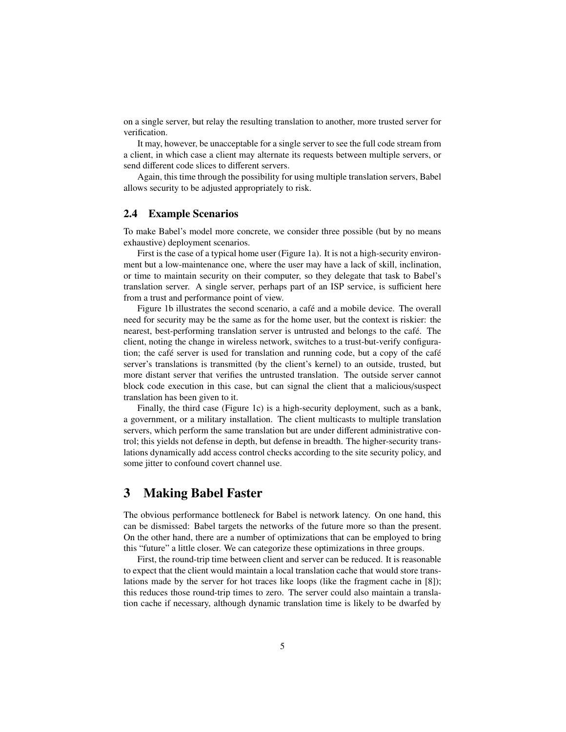on a single server, but relay the resulting translation to another, more trusted server for verification.

It may, however, be unacceptable for a single server to see the full code stream from a client, in which case a client may alternate its requests between multiple servers, or send different code slices to different servers.

Again, this time through the possibility for using multiple translation servers, Babel allows security to be adjusted appropriately to risk.

### 2.4 Example Scenarios

To make Babel's model more concrete, we consider three possible (but by no means exhaustive) deployment scenarios.

First is the case of a typical home user (Figure 1a). It is not a high-security environment but a low-maintenance one, where the user may have a lack of skill, inclination, or time to maintain security on their computer, so they delegate that task to Babel's translation server. A single server, perhaps part of an ISP service, is sufficient here from a trust and performance point of view.

Figure 1b illustrates the second scenario, a café and a mobile device. The overall need for security may be the same as for the home user, but the context is riskier: the nearest, best-performing translation server is untrusted and belongs to the café. The client, noting the change in wireless network, switches to a trust-but-verify configuration; the café server is used for translation and running code, but a copy of the café server's translations is transmitted (by the client's kernel) to an outside, trusted, but more distant server that verifies the untrusted translation. The outside server cannot block code execution in this case, but can signal the client that a malicious/suspect translation has been given to it.

Finally, the third case (Figure 1c) is a high-security deployment, such as a bank, a government, or a military installation. The client multicasts to multiple translation servers, which perform the same translation but are under different administrative control; this yields not defense in depth, but defense in breadth. The higher-security translations dynamically add access control checks according to the site security policy, and some jitter to confound covert channel use.

## 3 Making Babel Faster

The obvious performance bottleneck for Babel is network latency. On one hand, this can be dismissed: Babel targets the networks of the future more so than the present. On the other hand, there are a number of optimizations that can be employed to bring this "future" a little closer. We can categorize these optimizations in three groups.

First, the round-trip time between client and server can be reduced. It is reasonable to expect that the client would maintain a local translation cache that would store translations made by the server for hot traces like loops (like the fragment cache in [8]); this reduces those round-trip times to zero. The server could also maintain a translation cache if necessary, although dynamic translation time is likely to be dwarfed by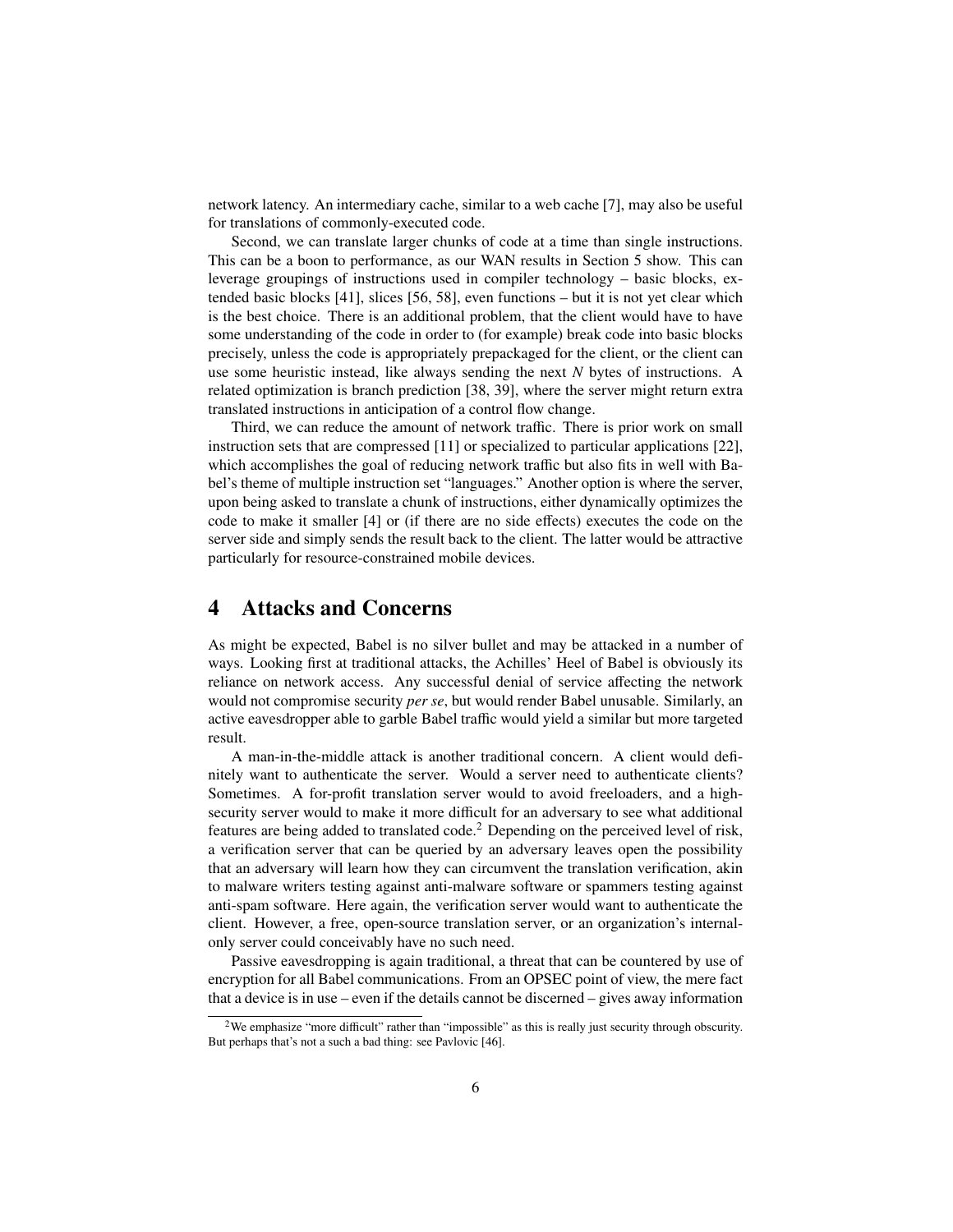network latency. An intermediary cache, similar to a web cache [7], may also be useful for translations of commonly-executed code.

Second, we can translate larger chunks of code at a time than single instructions. This can be a boon to performance, as our WAN results in Section 5 show. This can leverage groupings of instructions used in compiler technology – basic blocks, extended basic blocks [41], slices [56, 58], even functions – but it is not yet clear which is the best choice. There is an additional problem, that the client would have to have some understanding of the code in order to (for example) break code into basic blocks precisely, unless the code is appropriately prepackaged for the client, or the client can use some heuristic instead, like always sending the next $N$ bytes of instructions. A related optimization is branch prediction [38, 39], where the server might return extra translated instructions in anticipation of a control flow change.

Third, we can reduce the amount of network traffic. There is prior work on small instruction sets that are compressed [11] or specialized to particular applications [22], which accomplishes the goal of reducing network traffic but also fits in well with Babel's theme of multiple instruction set "languages." Another option is where the server, upon being asked to translate a chunk of instructions, either dynamically optimizes the code to make it smaller [4] or (if there are no side effects) executes the code on the server side and simply sends the result back to the client. The latter would be attractive particularly for resource-constrained mobile devices.

# 4 Attacks and Concerns

As might be expected, Babel is no silver bullet and may be attacked in a number of ways. Looking first at traditional attacks, the Achilles' Heel of Babel is obviously its reliance on network access. Any successful denial of service affecting the network would not compromise security *per se*, but would render Babel unusable. Similarly, an active eavesdropper able to garble Babel traffic would yield a similar but more targeted result.

A man-in-the-middle attack is another traditional concern. A client would definitely want to authenticate the server. Would a server need to authenticate clients? Sometimes. A for-profit translation server would to avoid freeloaders, and a high-security server would to make it more difficult for an adversary to see what additional features are being added to translated code.[2] Depending on the perceived level of risk, a verification server that can be queried by an adversary leaves open the possibility that an adversary will learn how they can circumvent the translation verification, akin to malware writers testing against anti-malware software or spammers testing against anti-spam software. Here again, the verification server would want to authenticate the client. However, a free, open-source translation server, or an organization's internal-only server could conceivably have no such need.

Passive eavesdropping is again traditional, a threat that can be countered by use of encryption for all Babel communications. From an OPSEC point of view, the mere fact that a device is in use – even if the details cannot be discerned – gives away information

[2] We emphasize "more difficult" rather than "impossible" as this is really just security through obscurity. But perhaps that's not a such a bad thing: see Pavlovic [46].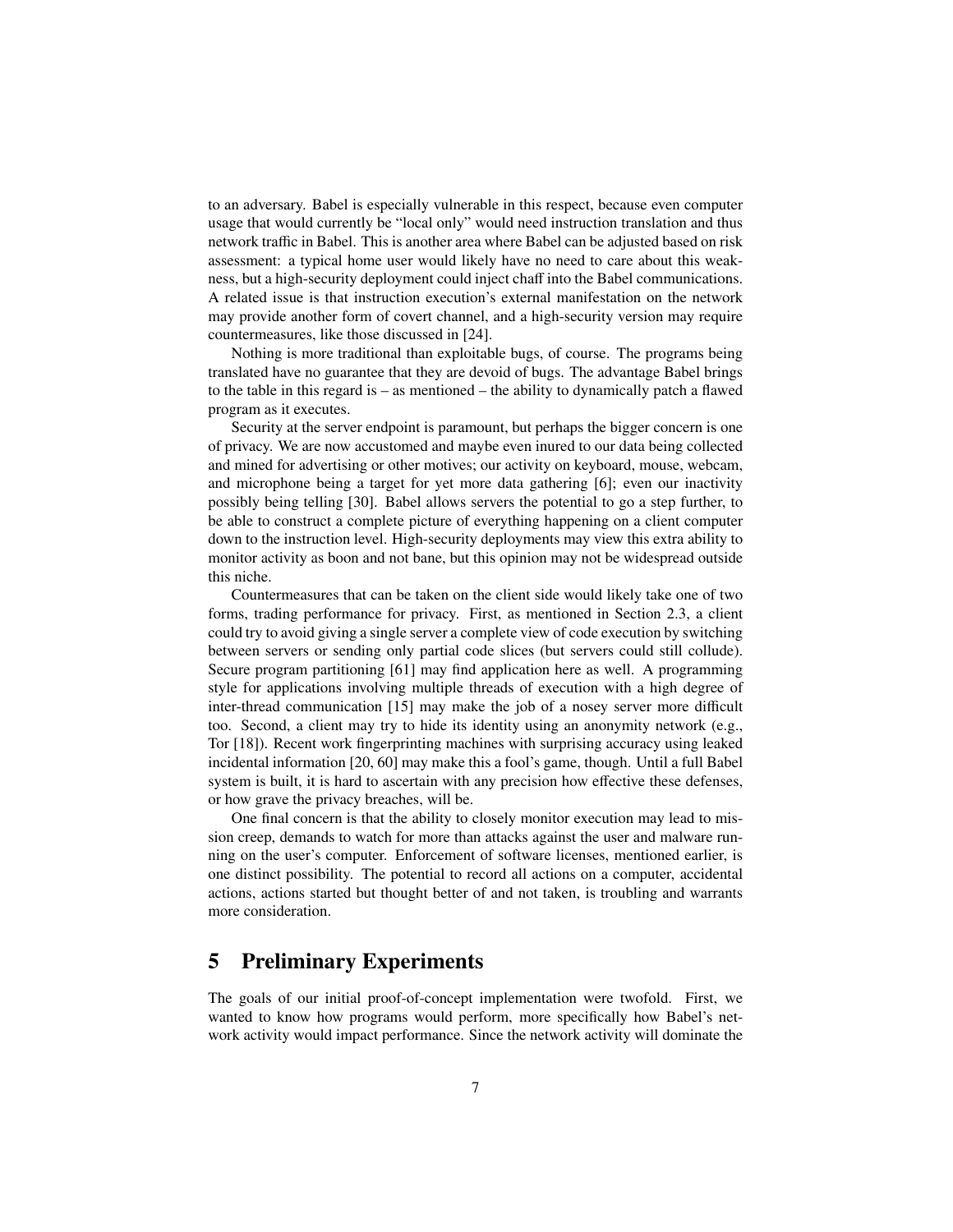to an adversary. Babel is especially vulnerable in this respect, because even computer usage that would currently be "local only" would need instruction translation and thus network traffic in Babel. This is another area where Babel can be adjusted based on risk assessment: a typical home user would likely have no need to care about this weakness, but a high-security deployment could inject chaff into the Babel communications. A related issue is that instruction execution's external manifestation on the network may provide another form of covert channel, and a high-security version may require countermeasures, like those discussed in [24].

Nothing is more traditional than exploitable bugs, of course. The programs being translated have no guarantee that they are devoid of bugs. The advantage Babel brings to the table in this regard is – as mentioned – the ability to dynamically patch a flawed program as it executes.

Security at the server endpoint is paramount, but perhaps the bigger concern is one of privacy. We are now accustomed and maybe even inured to our data being collected and mined for advertising or other motives; our activity on keyboard, mouse, webcam, and microphone being a target for yet more data gathering [6]; even our inactivity possibly being telling [30]. Babel allows servers the potential to go a step further, to be able to construct a complete picture of everything happening on a client computer down to the instruction level. High-security deployments may view this extra ability to monitor activity as boon and not bane, but this opinion may not be widespread outside this niche.

Countermeasures that can be taken on the client side would likely take one of two forms, trading performance for privacy. First, as mentioned in Section 2.3, a client could try to avoid giving a single server a complete view of code execution by switching between servers or sending only partial code slices (but servers could still collude). Secure program partitioning [61] may find application here as well. A programming style for applications involving multiple threads of execution with a high degree of inter-thread communication [15] may make the job of a nosey server more difficult too. Second, a client may try to hide its identity using an anonymity network (e.g., Tor [18]). Recent work fingerprinting machines with surprising accuracy using leaked incidental information [20, 60] may make this a fool's game, though. Until a full Babel system is built, it is hard to ascertain with any precision how effective these defenses, or how grave the privacy breaches, will be.

One final concern is that the ability to closely monitor execution may lead to mission creep, demands to watch for more than attacks against the user and malware running on the user's computer. Enforcement of software licenses, mentioned earlier, is one distinct possibility. The potential to record all actions on a computer, accidental actions, actions started but thought better of and not taken, is troubling and warrants more consideration.

# 5 Preliminary Experiments

The goals of our initial proof-of-concept implementation were twofold. First, we wanted to know how programs would perform, more specifically how Babel's network activity would impact performance. Since the network activity will dominate the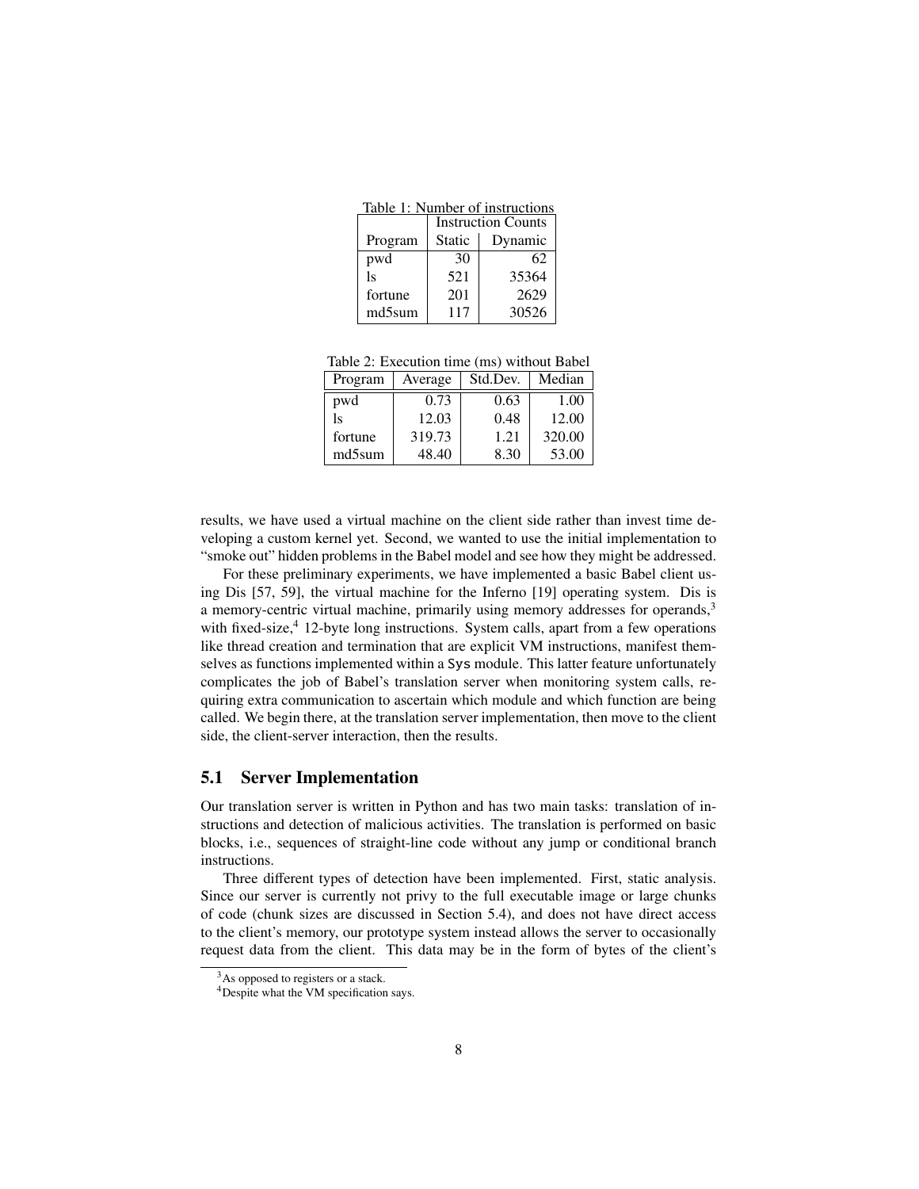Table 1: Number of instructions

| | Instruction Counts | |
|---|---|---|
| Program | Static | Dynamic |
| pwd | 30 | 62 |
| ls | 521 | 35364 |
| fortune | 201 | 2629 |
| md5sum | 117 | 30526 |

Table 2: Execution time (ms) without Babel

| Program | Average | Std.Dev. | Median |
|---|---|---|---|
| pwd | 0.73 | 0.63 | 1.00 |
| ls | 12.03 | 0.48 | 12.00 |
| fortune | 319.73 | 1.21 | 320.00 |
| md5sum | 48.40 | 8.30 | 53.00 |

results, we have used a virtual machine on the client side rather than invest time developing a custom kernel yet. Second, we wanted to use the initial implementation to "smoke out" hidden problems in the Babel model and see how they might be addressed.

For these preliminary experiments, we have implemented a basic Babel client using Dis [57, 59], the virtual machine for the Inferno [19] operating system. Dis is a memory-centric virtual machine, primarily using memory addresses for operands,[3] with fixed-size,[4] 12-byte long instructions. System calls, apart from a few operations like thread creation and termination that are explicit VM instructions, manifest themselves as functions implemented within a Sys module. This latter feature unfortunately complicates the job of Babel's translation server when monitoring system calls, requiring extra communication to ascertain which module and which function are being called. We begin there, at the translation server implementation, then move to the client side, the client-server interaction, then the results.

## 5.1 Server Implementation

Our translation server is written in Python and has two main tasks: translation of instructions and detection of malicious activities. The translation is performed on basic blocks, i.e., sequences of straight-line code without any jump or conditional branch instructions.

Three different types of detection have been implemented. First, static analysis. Since our server is currently not privy to the full executable image or large chunks of code (chunk sizes are discussed in Section 5.4), and does not have direct access to the client's memory, our prototype system instead allows the server to occasionally request data from the client. This data may be in the form of bytes of the client's

[3] As opposed to registers or a stack.

[4] Despite what the VM specification says.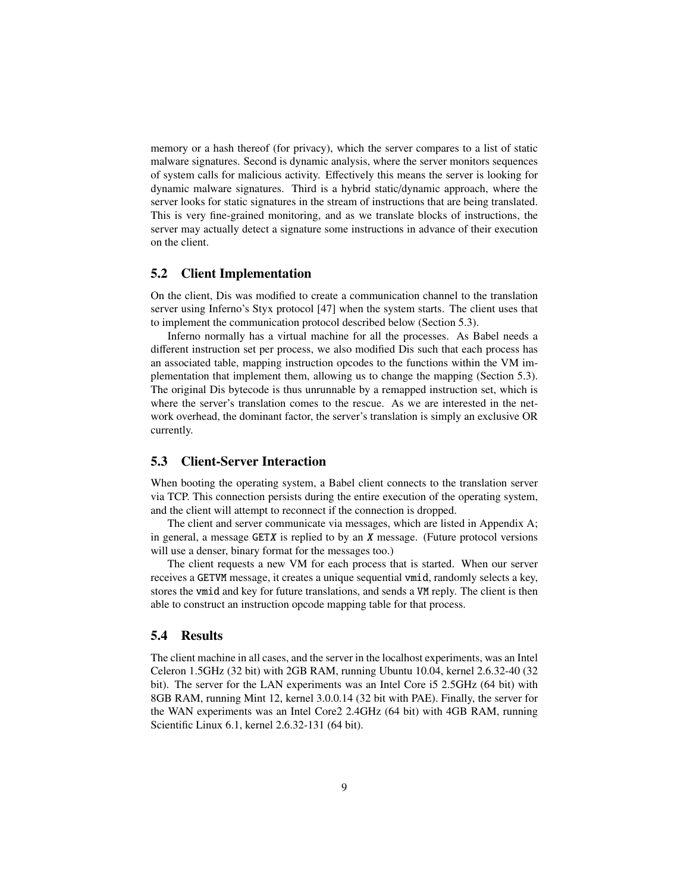memory or a hash thereof (for privacy), which the server compares to a list of static malware signatures. Second is dynamic analysis, where the server monitors sequences of system calls for malicious activity. Effectively this means the server is looking for dynamic malware signatures. Third is a hybrid static/dynamic approach, where the server looks for static signatures in the stream of instructions that are being translated. This is very fine-grained monitoring, and as we translate blocks of instructions, the server may actually detect a signature some instructions in advance of their execution on the client.

## 5.2 Client Implementation

On the client, Dis was modified to create a communication channel to the translation server using Inferno's Styx protocol [47] when the system starts. The client uses that to implement the communication protocol described below (Section 5.3).

Inferno normally has a virtual machine for all the processes. As Babel needs a different instruction set per process, we also modified Dis such that each process has an associated table, mapping instruction opcodes to the functions within the VM implementation that implement them, allowing us to change the mapping (Section 5.3). The original Dis bytecode is thus unrunnable by a remapped instruction set, which is where the server's translation comes to the rescue. As we are interested in the network overhead, the dominant factor, the server's translation is simply an exclusive OR currently.

## 5.3 Client-Server Interaction

When booting the operating system, a Babel client connects to the translation server via TCP. This connection persists during the entire execution of the operating system, and the client will attempt to reconnect if the connection is dropped.

The client and server communicate via messages, which are listed in Appendix A; in general, a message `GET`*X* is replied to by an *X* message. (Future protocol versions will use a denser, binary format for the messages too.)

The client requests a new VM for each process that is started. When our server receives a `GETVM` message, it creates a unique sequential `vmid`, randomly selects a key, stores the `vmid` and key for future translations, and sends a `VM` reply. The client is then able to construct an instruction opcode mapping table for that process.

## 5.4 Results

The client machine in all cases, and the server in the localhost experiments, was an Intel Celeron 1.5GHz (32 bit) with 2GB RAM, running Ubuntu 10.04, kernel 2.6.32-40 (32 bit). The server for the LAN experiments was an Intel Core i5 2.5GHz (64 bit) with 8GB RAM, running Mint 12, kernel 3.0.0.14 (32 bit with PAE). Finally, the server for the WAN experiments was an Intel Core2 2.4GHz (64 bit) with 4GB RAM, running Scientific Linux 6.1, kernel 2.6.32-131 (64 bit).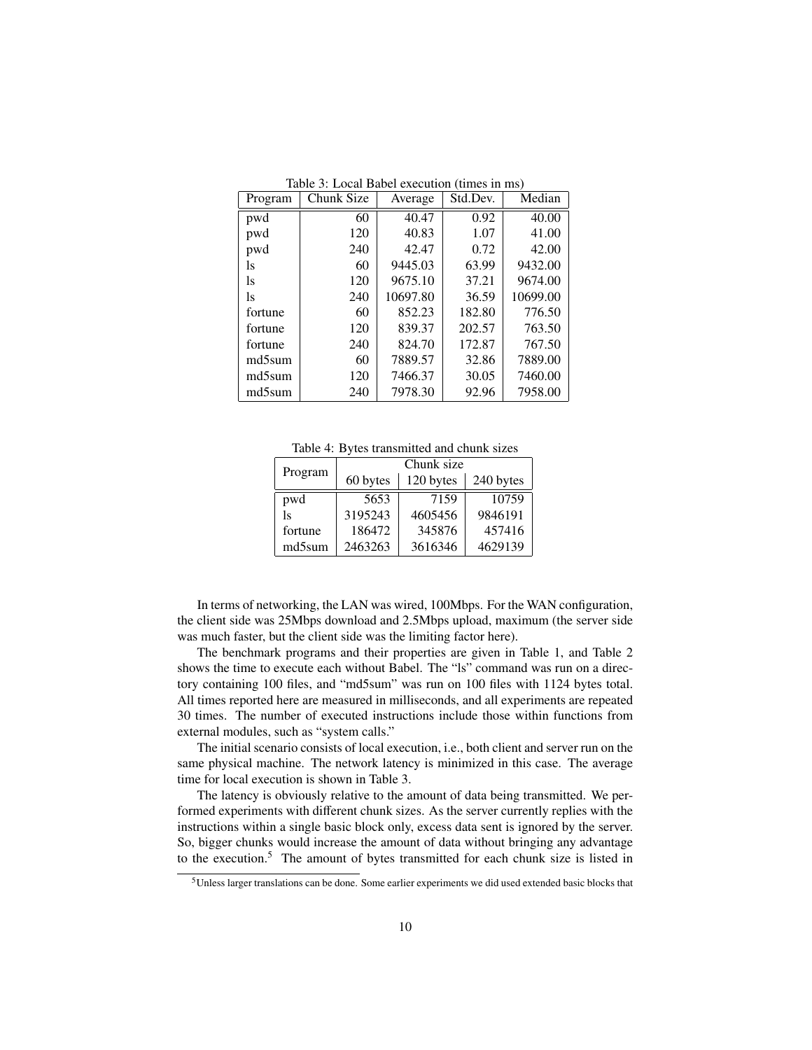Table 3: Local Babel execution (times in ms)

| Program | Chunk Size | Average | Std.Dev. | Median |
|---|---|---|---|---|
| pwd | 60 | 40.47 | 0.92 | 40.00 |
| pwd | 120 | 40.83 | 1.07 | 41.00 |
| pwd | 240 | 42.47 | 0.72 | 42.00 |
| ls | 60 | 9445.03 | 63.99 | 9432.00 |
| ls | 120 | 9675.10 | 37.21 | 9674.00 |
| ls | 240 | 10697.80 | 36.59 | 10699.00 |
| fortune | 60 | 852.23 | 182.80 | 776.50 |
| fortune | 120 | 839.37 | 202.57 | 763.50 |
| fortune | 240 | 824.70 | 172.87 | 767.50 |
| md5sum | 60 | 7889.57 | 32.86 | 7889.00 |
| md5sum | 120 | 7466.37 | 30.05 | 7460.00 |
| md5sum | 240 | 7978.30 | 92.96 | 7958.00 |

Table 4: Bytes transmitted and chunk sizes

| Program | Chunk size | | |
|---|---|---|---|
| | 60 bytes | 120 bytes | 240 bytes |
| pwd | 5653 | 7159 | 10759 |
| ls | 3195243 | 4605456 | 9846191 |
| fortune | 186472 | 345876 | 457416 |
| md5sum | 2463263 | 3616346 | 4629139 |

In terms of networking, the LAN was wired, 100Mbps. For the WAN configuration, the client side was 25Mbps download and 2.5Mbps upload, maximum (the server side was much faster, but the client side was the limiting factor here).

The benchmark programs and their properties are given in Table 1, and Table 2 shows the time to execute each without Babel. The "ls" command was run on a directory containing 100 files, and "md5sum" was run on 100 files with 1124 bytes total. All times reported here are measured in milliseconds, and all experiments are repeated 30 times. The number of executed instructions include those within functions from external modules, such as "system calls."

The initial scenario consists of local execution, i.e., both client and server run on the same physical machine. The network latency is minimized in this case. The average time for local execution is shown in Table 3.

The latency is obviously relative to the amount of data being transmitted. We performed experiments with different chunk sizes. As the server currently replies with the instructions within a single basic block only, excess data sent is ignored by the server. So, bigger chunks would increase the amount of data without bringing any advantage to the execution.[5] The amount of bytes transmitted for each chunk size is listed in

[5] Unless larger translations can be done. Some earlier experiments we did used extended basic blocks that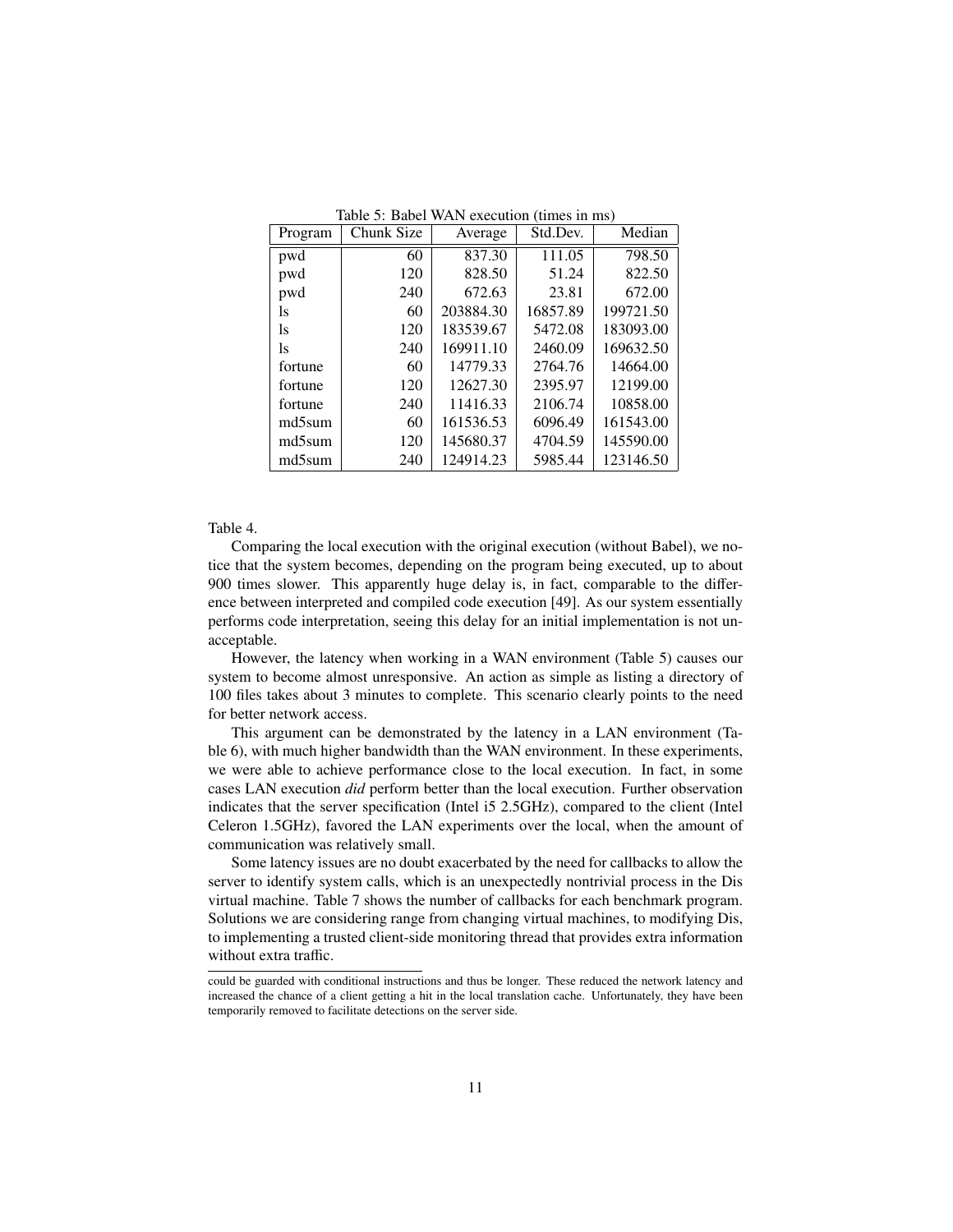Table 5: Babel WAN execution (times in ms)

| Program | Chunk Size | Average | Std.Dev. | Median |
|---|---|---|---|---|
| pwd | 60 | 837.30 | 111.05 | 798.50 |
| pwd | 120 | 828.50 | 51.24 | 822.50 |
| pwd | 240 | 672.63 | 23.81 | 672.00 |
| ls | 60 | 203884.30 | 16857.89 | 199721.50 |
| ls | 120 | 183539.67 | 5472.08 | 183093.00 |
| ls | 240 | 169911.10 | 2460.09 | 169632.50 |
| fortune | 60 | 14779.33 | 2764.76 | 14664.00 |
| fortune | 120 | 12627.30 | 2395.97 | 12199.00 |
| fortune | 240 | 11416.33 | 2106.74 | 10858.00 |
| md5sum | 60 | 161536.53 | 6096.49 | 161543.00 |
| md5sum | 120 | 145680.37 | 4704.59 | 145590.00 |
| md5sum | 240 | 124914.23 | 5985.44 | 123146.50 |

Table 4.

Comparing the local execution with the original execution (without Babel), we notice that the system becomes, depending on the program being executed, up to about 900 times slower. This apparently huge delay is, in fact, comparable to the difference between interpreted and compiled code execution [49]. As our system essentially performs code interpretation, seeing this delay for an initial implementation is not unacceptable.

However, the latency when working in a WAN environment (Table 5) causes our system to become almost unresponsive. An action as simple as listing a directory of 100 files takes about 3 minutes to complete. This scenario clearly points to the need for better network access.

This argument can be demonstrated by the latency in a LAN environment (Table 6), with much higher bandwidth than the WAN environment. In these experiments, we were able to achieve performance close to the local execution. In fact, in some cases LAN execution *did* perform better than the local execution. Further observation indicates that the server specification (Intel i5 2.5GHz), compared to the client (Intel Celeron 1.5GHz), favored the LAN experiments over the local, when the amount of communication was relatively small.

Some latency issues are no doubt exacerbated by the need for callbacks to allow the server to identify system calls, which is an unexpectedly nontrivial process in the Dis virtual machine. Table 7 shows the number of callbacks for each benchmark program. Solutions we are considering range from changing virtual machines, to modifying Dis, to implementing a trusted client-side monitoring thread that provides extra information without extra traffic.

could be guarded with conditional instructions and thus be longer. These reduced the network latency and increased the chance of a client getting a hit in the local translation cache. Unfortunately, they have been temporarily removed to facilitate detections on the server side.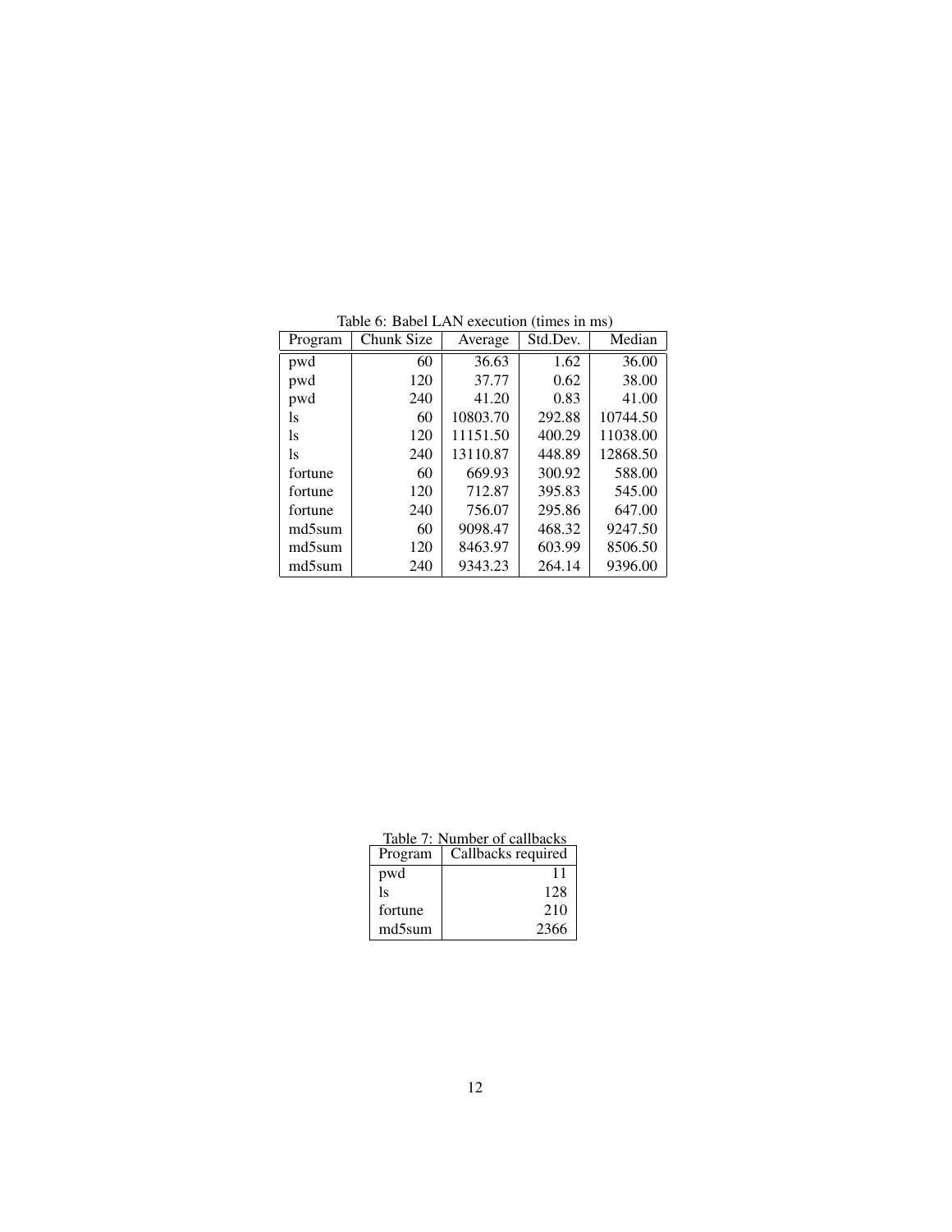Table 6: Babel LAN execution (times in ms)

| Program | Chunk Size | Average | Std.Dev. | Median |
|---|---|---|---|---|
| pwd | 60 | 36.63 | 1.62 | 36.00 |
| pwd | 120 | 37.77 | 0.62 | 38.00 |
| pwd | 240 | 41.20 | 0.83 | 41.00 |
| ls | 60 | 10803.70 | 292.88 | 10744.50 |
| ls | 120 | 11151.50 | 400.29 | 11038.00 |
| ls | 240 | 13110.87 | 448.89 | 12868.50 |
| fortune | 60 | 669.93 | 300.92 | 588.00 |
| fortune | 120 | 712.87 | 395.83 | 545.00 |
| fortune | 240 | 756.07 | 295.86 | 647.00 |
| md5sum | 60 | 9098.47 | 468.32 | 9247.50 |
| md5sum | 120 | 8463.97 | 603.99 | 8506.50 |
| md5sum | 240 | 9343.23 | 264.14 | 9396.00 |

Table 7: Number of callbacks

| Program | Callbacks required |
|---|---|
| pwd | 11 |
| ls | 128 |
| fortune | 210 |
| md5sum | 2366 |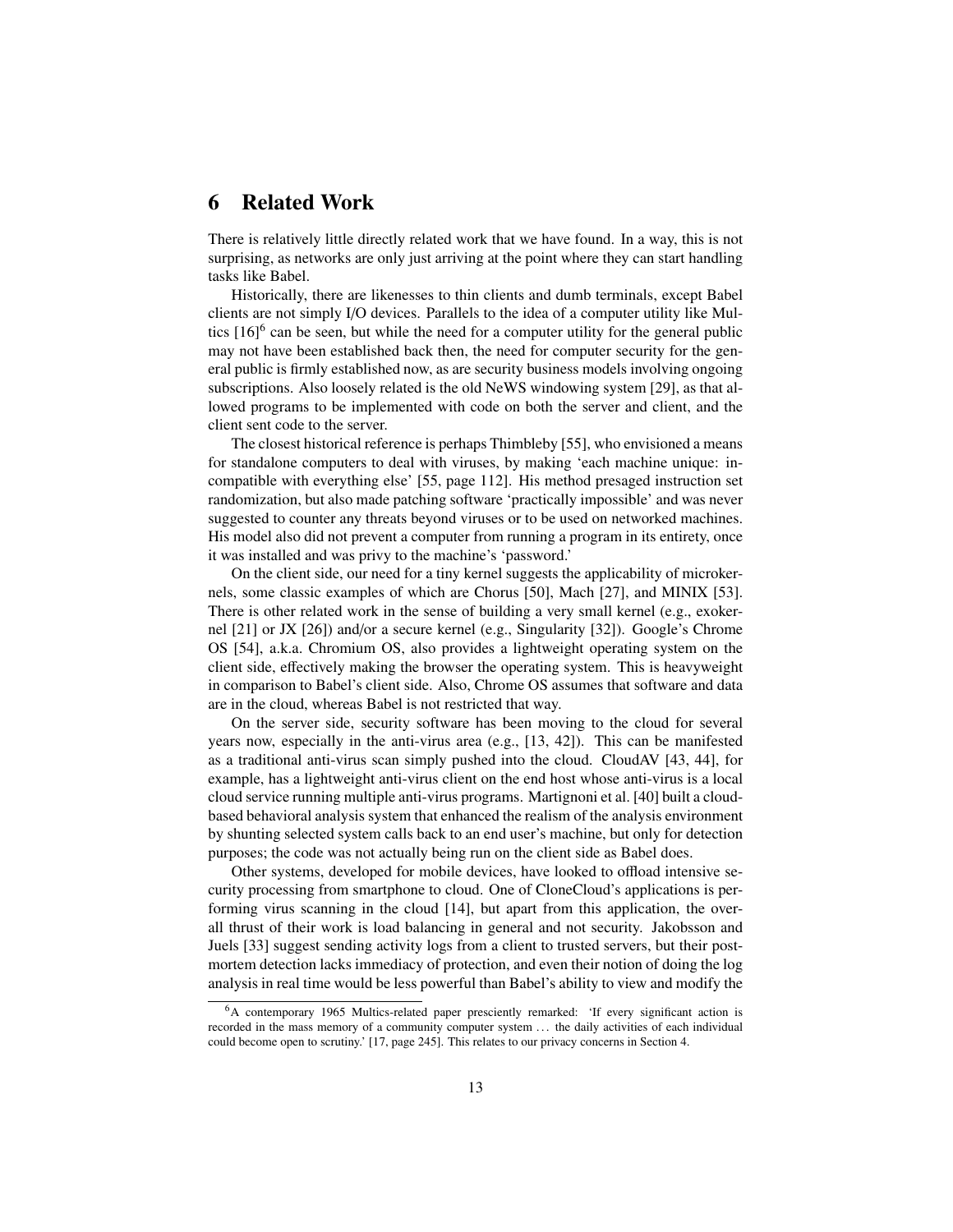# 6 Related Work

There is relatively little directly related work that we have found. In a way, this is not surprising, as networks are only just arriving at the point where they can start handling tasks like Babel.

Historically, there are likenesses to thin clients and dumb terminals, except Babel clients are not simply I/O devices. Parallels to the idea of a computer utility like Multics [16][6] can be seen, but while the need for a computer utility for the general public may not have been established back then, the need for computer security for the general public is firmly established now, as are security business models involving ongoing subscriptions. Also loosely related is the old NeWS windowing system [29], as that allowed programs to be implemented with code on both the server and client, and the client sent code to the server.

The closest historical reference is perhaps Thimbleby [55], who envisioned a means for standalone computers to deal with viruses, by making 'each machine unique: incompatible with everything else' [55, page 112]. His method presaged instruction set randomization, but also made patching software 'practically impossible' and was never suggested to counter any threats beyond viruses or to be used on networked machines. His model also did not prevent a computer from running a program in its entirety, once it was installed and was privy to the machine's 'password.'

On the client side, our need for a tiny kernel suggests the applicability of microkernels, some classic examples of which are Chorus [50], Mach [27], and MINIX [53]. There is other related work in the sense of building a very small kernel (e.g., exokernel [21] or JX [26]) and/or a secure kernel (e.g., Singularity [32]). Google's Chrome OS [54], a.k.a. Chromium OS, also provides a lightweight operating system on the client side, effectively making the browser the operating system. This is heavyweight in comparison to Babel's client side. Also, Chrome OS assumes that software and data are in the cloud, whereas Babel is not restricted that way.

On the server side, security software has been moving to the cloud for several years now, especially in the anti-virus area (e.g., [13, 42]). This can be manifested as a traditional anti-virus scan simply pushed into the cloud. CloudAV [43, 44], for example, has a lightweight anti-virus client on the end host whose anti-virus is a local cloud service running multiple anti-virus programs. Martignoni et al. [40] built a cloud-based behavioral analysis system that enhanced the realism of the analysis environment by shunting selected system calls back to an end user's machine, but only for detection purposes; the code was not actually being run on the client side as Babel does.

Other systems, developed for mobile devices, have looked to offload intensive security processing from smartphone to cloud. One of CloneCloud's applications is performing virus scanning in the cloud [14], but apart from this application, the overall thrust of their work is load balancing in general and not security. Jakobsson and Juels [33] suggest sending activity logs from a client to trusted servers, but their post-mortem detection lacks immediacy of protection, and even their notion of doing the log analysis in real time would be less powerful than Babel's ability to view and modify the

[6] A contemporary 1965 Multics-related paper presciently remarked: 'If every significant action is recorded in the mass memory of a community computer system ... the daily activities of each individual could become open to scrutiny.' [17, page 245]. This relates to our privacy concerns in Section 4.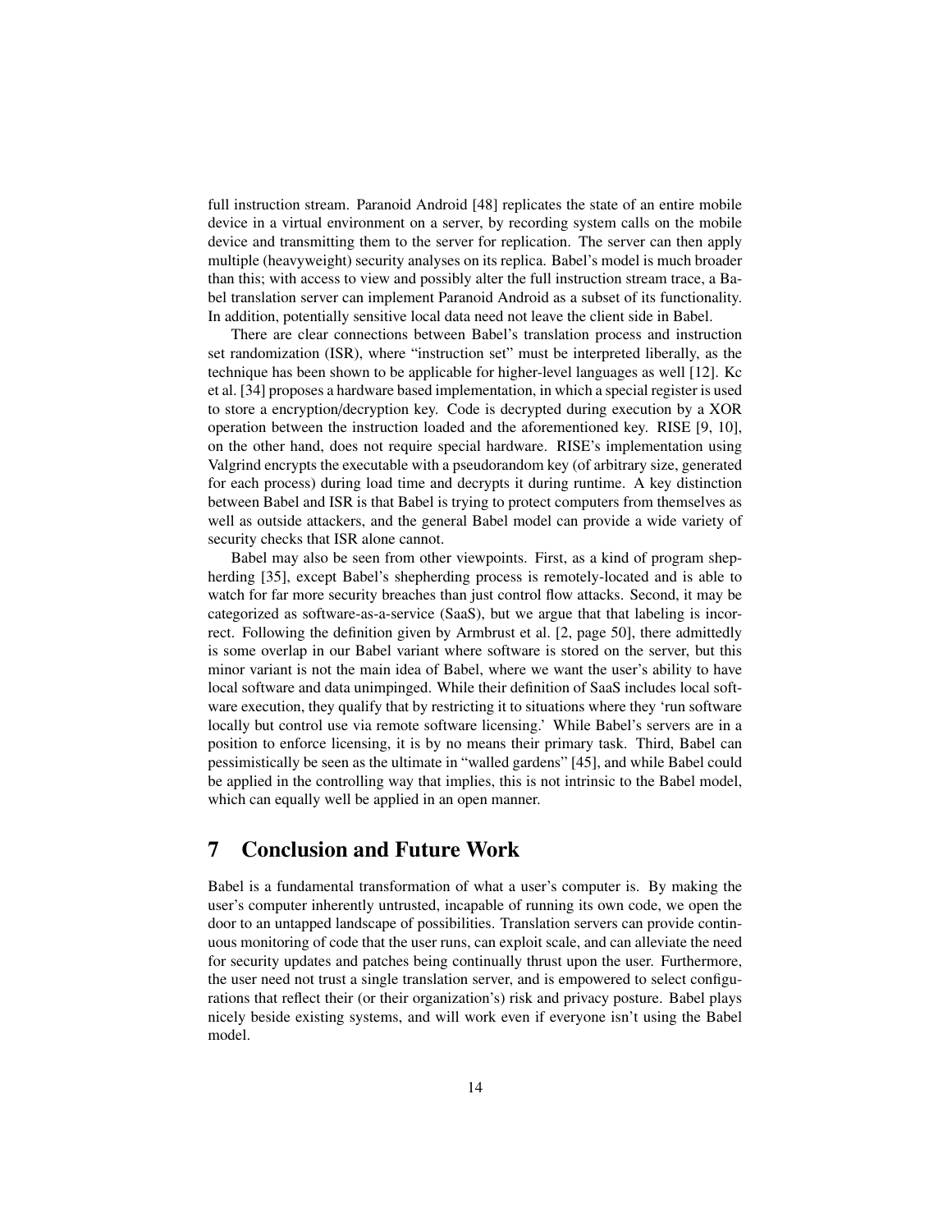full instruction stream. Paranoid Android [48] replicates the state of an entire mobile device in a virtual environment on a server, by recording system calls on the mobile device and transmitting them to the server for replication. The server can then apply multiple (heavyweight) security analyses on its replica. Babel's model is much broader than this; with access to view and possibly alter the full instruction stream trace, a Babel translation server can implement Paranoid Android as a subset of its functionality. In addition, potentially sensitive local data need not leave the client side in Babel.

There are clear connections between Babel's translation process and instruction set randomization (ISR), where "instruction set" must be interpreted liberally, as the technique has been shown to be applicable for higher-level languages as well [12]. Kc et al. [34] proposes a hardware based implementation, in which a special register is used to store a encryption/decryption key. Code is decrypted during execution by a XOR operation between the instruction loaded and the aforementioned key. RISE [9, 10], on the other hand, does not require special hardware. RISE's implementation using Valgrind encrypts the executable with a pseudorandom key (of arbitrary size, generated for each process) during load time and decrypts it during runtime. A key distinction between Babel and ISR is that Babel is trying to protect computers from themselves as well as outside attackers, and the general Babel model can provide a wide variety of security checks that ISR alone cannot.

Babel may also be seen from other viewpoints. First, as a kind of program shepherding [35], except Babel's shepherding process is remotely-located and is able to watch for far more security breaches than just control flow attacks. Second, it may be categorized as software-as-a-service (SaaS), but we argue that that labeling is incorrect. Following the definition given by Armbrust et al. [2, page 50], there admittedly is some overlap in our Babel variant where software is stored on the server, but this minor variant is not the main idea of Babel, where we want the user's ability to have local software and data unimpinged. While their definition of SaaS includes local software execution, they qualify that by restricting it to situations where they 'run software locally but control use via remote software licensing.' While Babel's servers are in a position to enforce licensing, it is by no means their primary task. Third, Babel can pessimistically be seen as the ultimate in "walled gardens" [45], and while Babel could be applied in the controlling way that implies, this is not intrinsic to the Babel model, which can equally well be applied in an open manner.

# 7 Conclusion and Future Work

Babel is a fundamental transformation of what a user's computer is. By making the user's computer inherently untrusted, incapable of running its own code, we open the door to an untapped landscape of possibilities. Translation servers can provide continuous monitoring of code that the user runs, can exploit scale, and can alleviate the need for security updates and patches being continually thrust upon the user. Furthermore, the user need not trust a single translation server, and is empowered to select configurations that reflect their (or their organization's) risk and privacy posture. Babel plays nicely beside existing systems, and will work even if everyone isn't using the Babel model.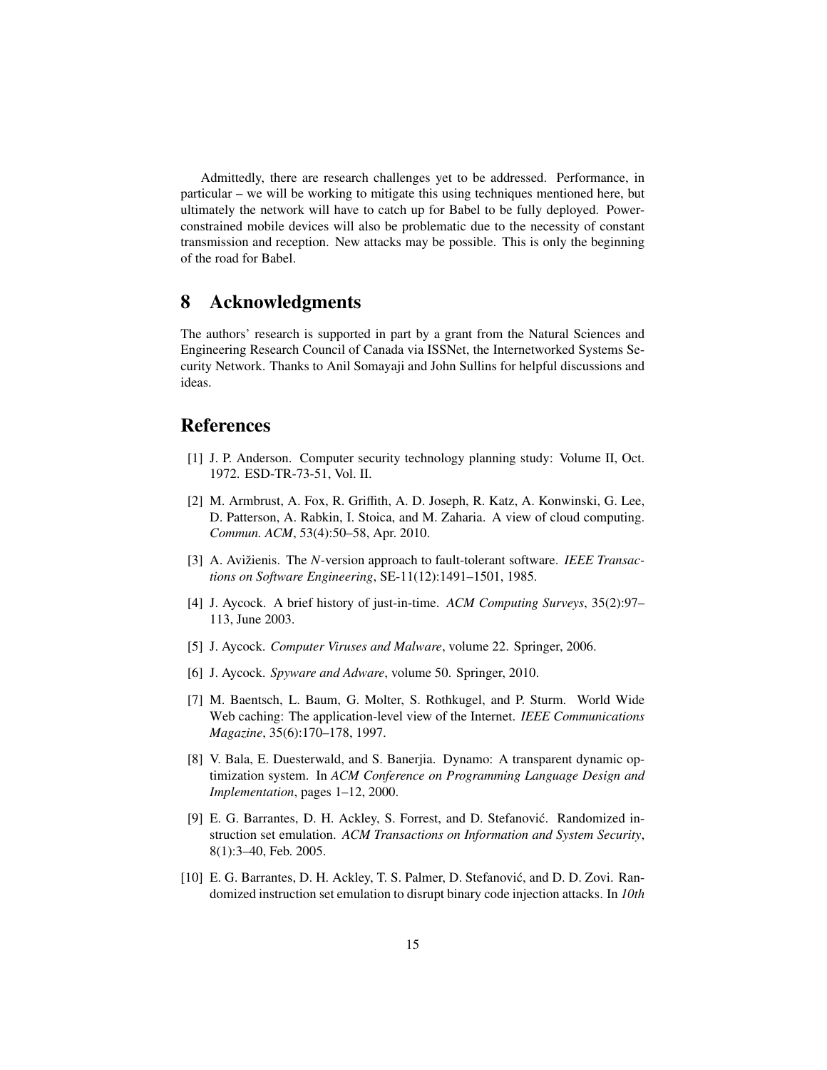Admittedly, there are research challenges yet to be addressed. Performance, in particular – we will be working to mitigate this using techniques mentioned here, but ultimately the network will have to catch up for Babel to be fully deployed. Power-constrained mobile devices will also be problematic due to the necessity of constant transmission and reception. New attacks may be possible. This is only the beginning of the road for Babel.

## 8 Acknowledgments

The authors' research is supported in part by a grant from the Natural Sciences and Engineering Research Council of Canada via ISSNet, the Internetworked Systems Security Network. Thanks to Anil Somayaji and John Sullins for helpful discussions and ideas.

## References

[1] J. P. Anderson. Computer security technology planning study: Volume II, Oct. 1972. ESD-TR-73-51, Vol. II.

[2] M. Armbrust, A. Fox, R. Griffith, A. D. Joseph, R. Katz, A. Konwinski, G. Lee, D. Patterson, A. Rabkin, I. Stoica, and M. Zaharia. A view of cloud computing. *Commun. ACM*, 53(4):50–58, Apr. 2010.

[3] A. Avižienis. The *N*-version approach to fault-tolerant software. *IEEE Transactions on Software Engineering*, SE-11(12):1491–1501, 1985.

[4] J. Aycock. A brief history of just-in-time. *ACM Computing Surveys*, 35(2):97–113, June 2003.

[5] J. Aycock. *Computer Viruses and Malware*, volume 22. Springer, 2006.

[6] J. Aycock. *Spyware and Adware*, volume 50. Springer, 2010.

[7] M. Baentsch, L. Baum, G. Molter, S. Rothkugel, and P. Sturm. World Wide Web caching: The application-level view of the Internet. *IEEE Communications Magazine*, 35(6):170–178, 1997.

[8] V. Bala, E. Duesterwald, and S. Banerjia. Dynamo: A transparent dynamic optimization system. In *ACM Conference on Programming Language Design and Implementation*, pages 1–12, 2000.

[9] E. G. Barrantes, D. H. Ackley, S. Forrest, and D. Stefanović. Randomized instruction set emulation. *ACM Transactions on Information and System Security*, 8(1):3–40, Feb. 2005.

[10] E. G. Barrantes, D. H. Ackley, T. S. Palmer, D. Stefanović, and D. D. Zovi. Randomized instruction set emulation to disrupt binary code injection attacks. In *10th*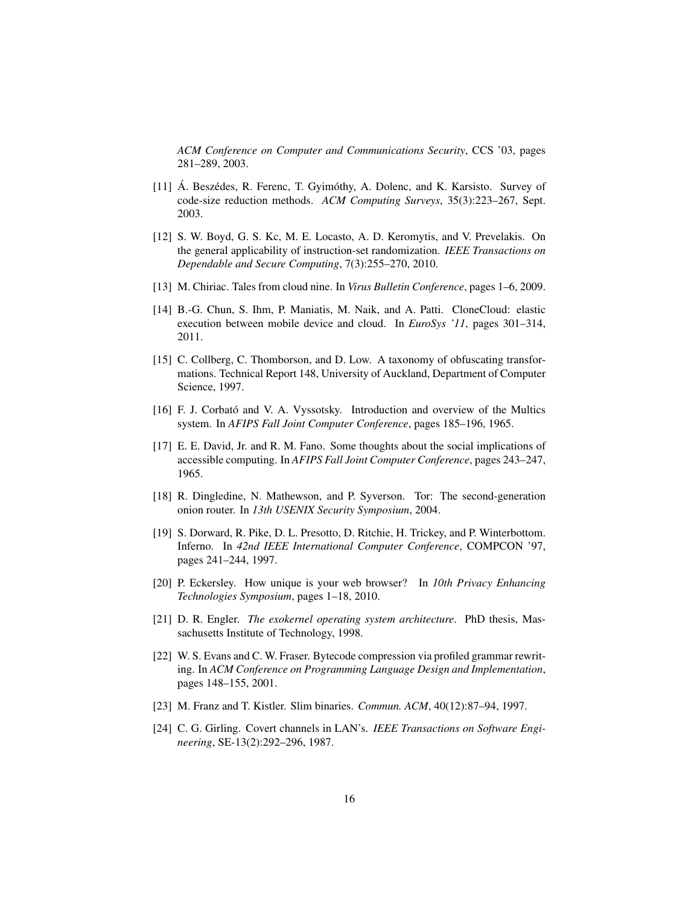*ACM Conference on Computer and Communications Security*, CCS '03, pages 281–289, 2003.

[11] Á. Beszédes, R. Ferenc, T. Gyimóthy, A. Dolenc, and K. Karsisto. Survey of code-size reduction methods. *ACM Computing Surveys*, 35(3):223–267, Sept. 2003.

[12] S. W. Boyd, G. S. Kc, M. E. Locasto, A. D. Keromytis, and V. Prevelakis. On the general applicability of instruction-set randomization. *IEEE Transactions on Dependable and Secure Computing*, 7(3):255–270, 2010.

[13] M. Chiriac. Tales from cloud nine. In *Virus Bulletin Conference*, pages 1–6, 2009.

[14] B.-G. Chun, S. Ihm, P. Maniatis, M. Naik, and A. Patti. CloneCloud: elastic execution between mobile device and cloud. In *EuroSys '11*, pages 301–314, 2011.

[15] C. Collberg, C. Thomborson, and D. Low. A taxonomy of obfuscating transformations. Technical Report 148, University of Auckland, Department of Computer Science, 1997.

[16] F. J. Corbató and V. A. Vyssotsky. Introduction and overview of the Multics system. In *AFIPS Fall Joint Computer Conference*, pages 185–196, 1965.

[17] E. E. David, Jr. and R. M. Fano. Some thoughts about the social implications of accessible computing. In *AFIPS Fall Joint Computer Conference*, pages 243–247, 1965.

[18] R. Dingledine, N. Mathewson, and P. Syverson. Tor: The second-generation onion router. In *13th USENIX Security Symposium*, 2004.

[19] S. Dorward, R. Pike, D. L. Presotto, D. Ritchie, H. Trickey, and P. Winterbottom. Inferno. In *42nd IEEE International Computer Conference*, COMPCON '97, pages 241–244, 1997.

[20] P. Eckersley. How unique is your web browser? In *10th Privacy Enhancing Technologies Symposium*, pages 1–18, 2010.

[21] D. R. Engler. *The exokernel operating system architecture*. PhD thesis, Massachusetts Institute of Technology, 1998.

[22] W. S. Evans and C. W. Fraser. Bytecode compression via profiled grammar rewriting. In *ACM Conference on Programming Language Design and Implementation*, pages 148–155, 2001.

[23] M. Franz and T. Kistler. Slim binaries. *Commun. ACM*, 40(12):87–94, 1997.

[24] C. G. Girling. Covert channels in LAN's. *IEEE Transactions on Software Engineering*, SE-13(2):292–296, 1987.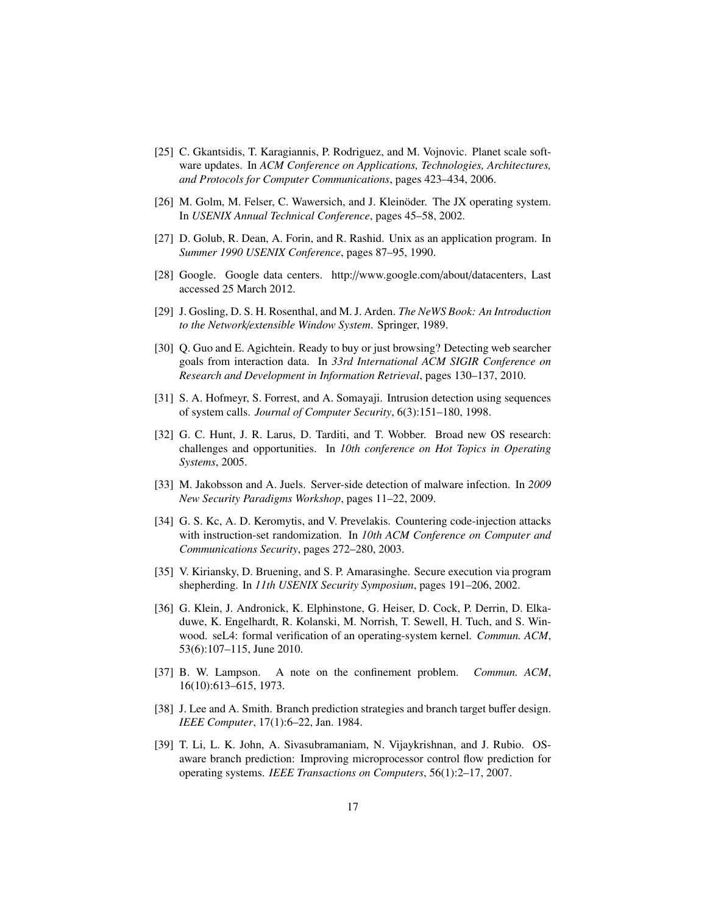[25] C. Gkantsidis, T. Karagiannis, P. Rodriguez, and M. Vojnovic. Planet scale software updates. In *ACM Conference on Applications, Technologies, Architectures, and Protocols for Computer Communications*, pages 423–434, 2006.

[26] M. Golm, M. Felser, C. Wawersich, and J. Kleinöder. The JX operating system. In *USENIX Annual Technical Conference*, pages 45–58, 2002.

[27] D. Golub, R. Dean, A. Forin, and R. Rashid. Unix as an application program. In *Summer 1990 USENIX Conference*, pages 87–95, 1990.

[28] Google. Google data centers. http://www.google.com/about/datacenters, Last accessed 25 March 2012.

[29] J. Gosling, D. S. H. Rosenthal, and M. J. Arden. *The NeWS Book: An Introduction to the Network/extensible Window System*. Springer, 1989.

[30] Q. Guo and E. Agichtein. Ready to buy or just browsing? Detecting web searcher goals from interaction data. In *33rd International ACM SIGIR Conference on Research and Development in Information Retrieval*, pages 130–137, 2010.

[31] S. A. Hofmeyr, S. Forrest, and A. Somayaji. Intrusion detection using sequences of system calls. *Journal of Computer Security*, 6(3):151–180, 1998.

[32] G. C. Hunt, J. R. Larus, D. Tarditi, and T. Wobber. Broad new OS research: challenges and opportunities. In *10th conference on Hot Topics in Operating Systems*, 2005.

[33] M. Jakobsson and A. Juels. Server-side detection of malware infection. In *2009 New Security Paradigms Workshop*, pages 11–22, 2009.

[34] G. S. Kc, A. D. Keromytis, and V. Prevelakis. Countering code-injection attacks with instruction-set randomization. In *10th ACM Conference on Computer and Communications Security*, pages 272–280, 2003.

[35] V. Kiriansky, D. Bruening, and S. P. Amarasinghe. Secure execution via program shepherding. In *11th USENIX Security Symposium*, pages 191–206, 2002.

[36] G. Klein, J. Andronick, K. Elphinstone, G. Heiser, D. Cock, P. Derrin, D. Elkaduwe, K. Engelhardt, R. Kolanski, M. Norrish, T. Sewell, H. Tuch, and S. Winwood. seL4: formal verification of an operating-system kernel. *Commun. ACM*, 53(6):107–115, June 2010.

[37] B. W. Lampson. A note on the confinement problem. *Commun. ACM*, 16(10):613–615, 1973.

[38] J. Lee and A. Smith. Branch prediction strategies and branch target buffer design. *IEEE Computer*, 17(1):6–22, Jan. 1984.

[39] T. Li, L. K. John, A. Sivasubramaniam, N. Vijaykrishnan, and J. Rubio. OS-aware branch prediction: Improving microprocessor control flow prediction for operating systems. *IEEE Transactions on Computers*, 56(1):2–17, 2007.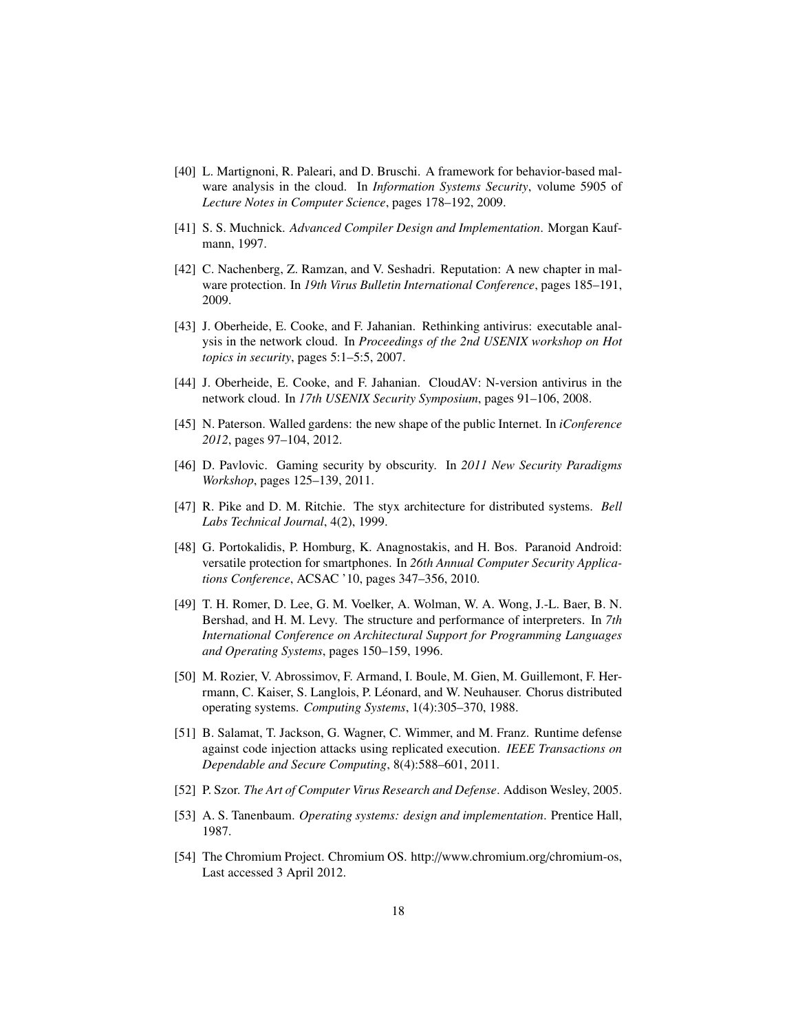[40] L. Martignoni, R. Paleari, and D. Bruschi. A framework for behavior-based malware analysis in the cloud. In *Information Systems Security*, volume 5905 of *Lecture Notes in Computer Science*, pages 178–192, 2009.

[41] S. S. Muchnick. *Advanced Compiler Design and Implementation*. Morgan Kaufmann, 1997.

[42] C. Nachenberg, Z. Ramzan, and V. Seshadri. Reputation: A new chapter in malware protection. In *19th Virus Bulletin International Conference*, pages 185–191, 2009.

[43] J. Oberheide, E. Cooke, and F. Jahanian. Rethinking antivirus: executable analysis in the network cloud. In *Proceedings of the 2nd USENIX workshop on Hot topics in security*, pages 5:1–5:5, 2007.

[44] J. Oberheide, E. Cooke, and F. Jahanian. CloudAV: N-version antivirus in the network cloud. In *17th USENIX Security Symposium*, pages 91–106, 2008.

[45] N. Paterson. Walled gardens: the new shape of the public Internet. In *iConference 2012*, pages 97–104, 2012.

[46] D. Pavlovic. Gaming security by obscurity. In *2011 New Security Paradigms Workshop*, pages 125–139, 2011.

[47] R. Pike and D. M. Ritchie. The styx architecture for distributed systems. *Bell Labs Technical Journal*, 4(2), 1999.

[48] G. Portokalidis, P. Homburg, K. Anagnostakis, and H. Bos. Paranoid Android: versatile protection for smartphones. In *26th Annual Computer Security Applications Conference*, ACSAC '10, pages 347–356, 2010.

[49] T. H. Romer, D. Lee, G. M. Voelker, A. Wolman, W. A. Wong, J.-L. Baer, B. N. Bershad, and H. M. Levy. The structure and performance of interpreters. In *7th International Conference on Architectural Support for Programming Languages and Operating Systems*, pages 150–159, 1996.

[50] M. Rozier, V. Abrossimov, F. Armand, I. Boule, M. Gien, M. Guillemont, F. Herrmann, C. Kaiser, S. Langlois, P. Léonard, and W. Neuhauser. Chorus distributed operating systems. *Computing Systems*, 1(4):305–370, 1988.

[51] B. Salamat, T. Jackson, G. Wagner, C. Wimmer, and M. Franz. Runtime defense against code injection attacks using replicated execution. *IEEE Transactions on Dependable and Secure Computing*, 8(4):588–601, 2011.

[52] P. Szor. *The Art of Computer Virus Research and Defense*. Addison Wesley, 2005.

[53] A. S. Tanenbaum. *Operating systems: design and implementation*. Prentice Hall, 1987.

[54] The Chromium Project. Chromium OS. http://www.chromium.org/chromium-os, Last accessed 3 April 2012.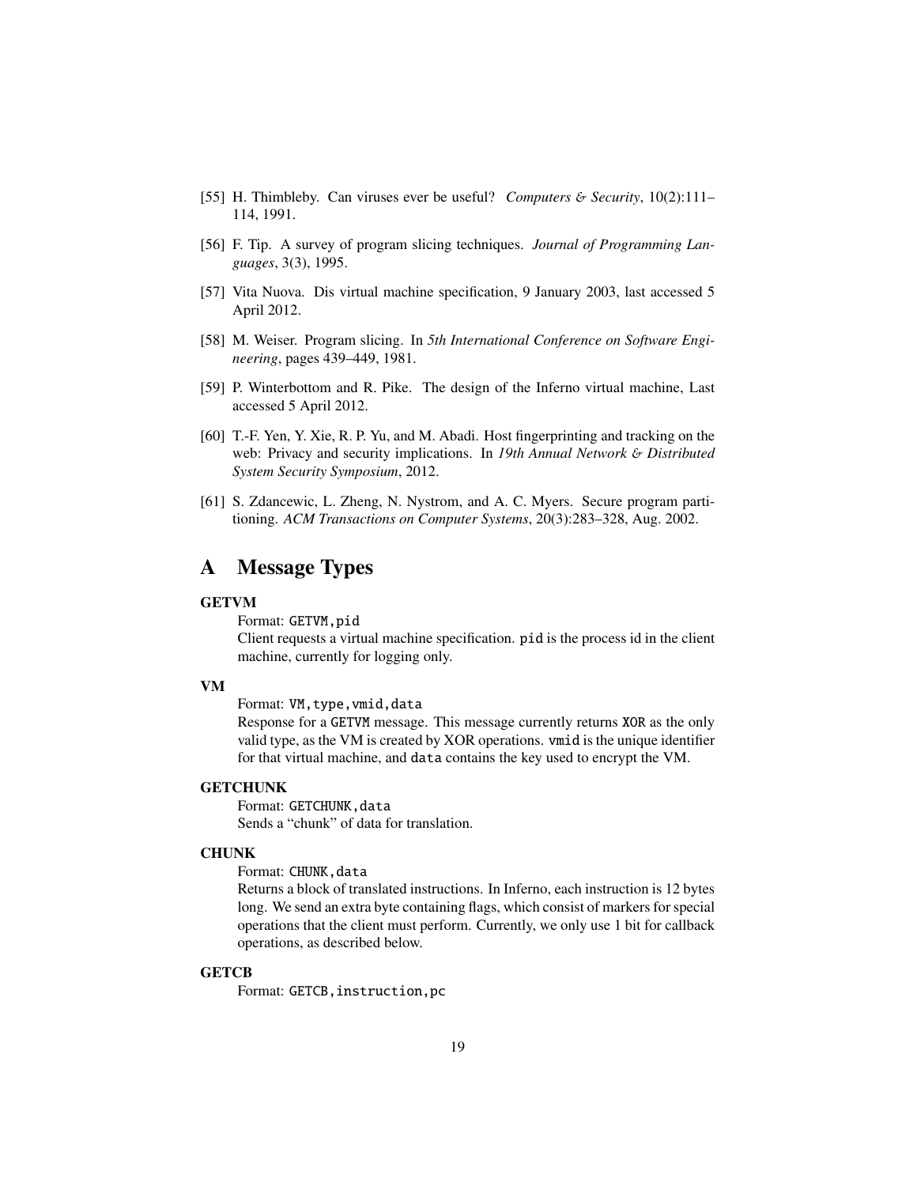[55] H. Thimbleby. Can viruses ever be useful? *Computers & Security*, 10(2):111–114, 1991.

[56] F. Tip. A survey of program slicing techniques. *Journal of Programming Languages*, 3(3), 1995.

[57] Vita Nuova. Dis virtual machine specification, 9 January 2003, last accessed 5 April 2012.

[58] M. Weiser. Program slicing. In *5th International Conference on Software Engineering*, pages 439–449, 1981.

[59] P. Winterbottom and R. Pike. The design of the Inferno virtual machine, Last accessed 5 April 2012.

[60] T.-F. Yen, Y. Xie, R. P. Yu, and M. Abadi. Host fingerprinting and tracking on the web: Privacy and security implications. In *19th Annual Network & Distributed System Security Symposium*, 2012.

[61] S. Zdancewic, L. Zheng, N. Nystrom, and A. C. Myers. Secure program partitioning. *ACM Transactions on Computer Systems*, 20(3):283–328, Aug. 2002.

# A Message Types

**GETVM**

Format: `GETVM,pid`

Client requests a virtual machine specification. `pid` is the process id in the client machine, currently for logging only.

**VM**

Format: `VM,type,vmid,data`

Response for a `GETVM` message. This message currently returns `XOR` as the only valid type, as the VM is created by XOR operations. `vmid` is the unique identifier for that virtual machine, and `data` contains the key used to encrypt the VM.

**GETCHUNK**

Format: `GETCHUNK,data`

Sends a "chunk" of data for translation.

**CHUNK**

Format: `CHUNK,data`

Returns a block of translated instructions. In Inferno, each instruction is 12 bytes long. We send an extra byte containing flags, which consist of markers for special operations that the client must perform. Currently, we only use 1 bit for callback operations, as described below.

**GETCB**

Format: `GETCB,instruction,pc`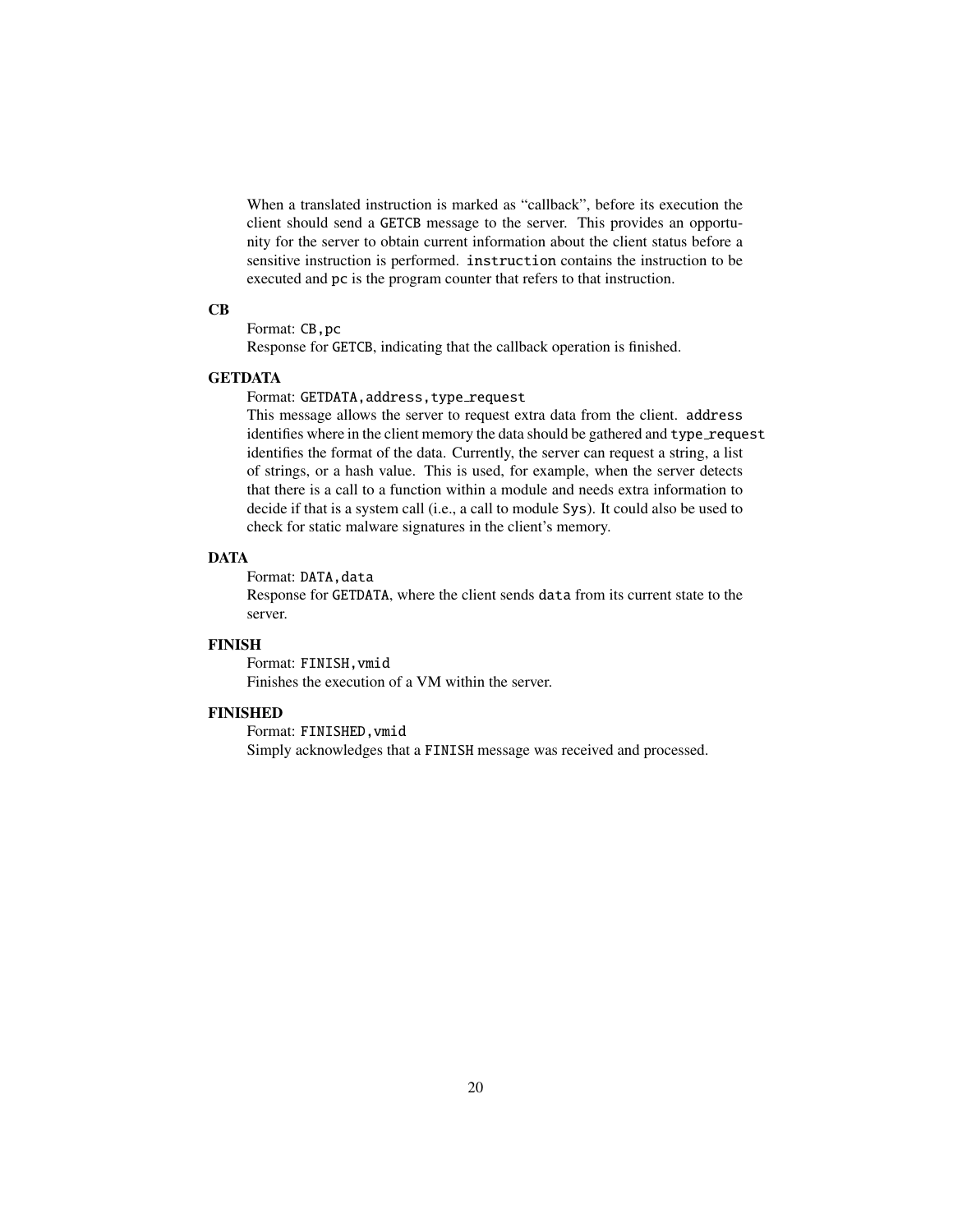When a translated instruction is marked as "callback", before its execution the client should send a GETCB message to the server. This provides an opportunity for the server to obtain current information about the client status before a sensitive instruction is performed. instruction contains the instruction to be executed and pc is the program counter that refers to that instruction.

**CB**

Format: CB,pc

Response for GETCB, indicating that the callback operation is finished.

**GETDATA**

Format: GETDATA,address,type_request

This message allows the server to request extra data from the client. address identifies where in the client memory the data should be gathered and type_request identifies the format of the data. Currently, the server can request a string, a list of strings, or a hash value. This is used, for example, when the server detects that there is a call to a function within a module and needs extra information to decide if that is a system call (i.e., a call to module Sys). It could also be used to check for static malware signatures in the client's memory.

**DATA**

Format: DATA,data

Response for GETDATA, where the client sends data from its current state to the server.

**FINISH**

Format: FINISH,vmid

Finishes the execution of a VM within the server.

**FINISHED**

Format: FINISHED,vmid

Simply acknowledges that a FINISH message was received and processed.